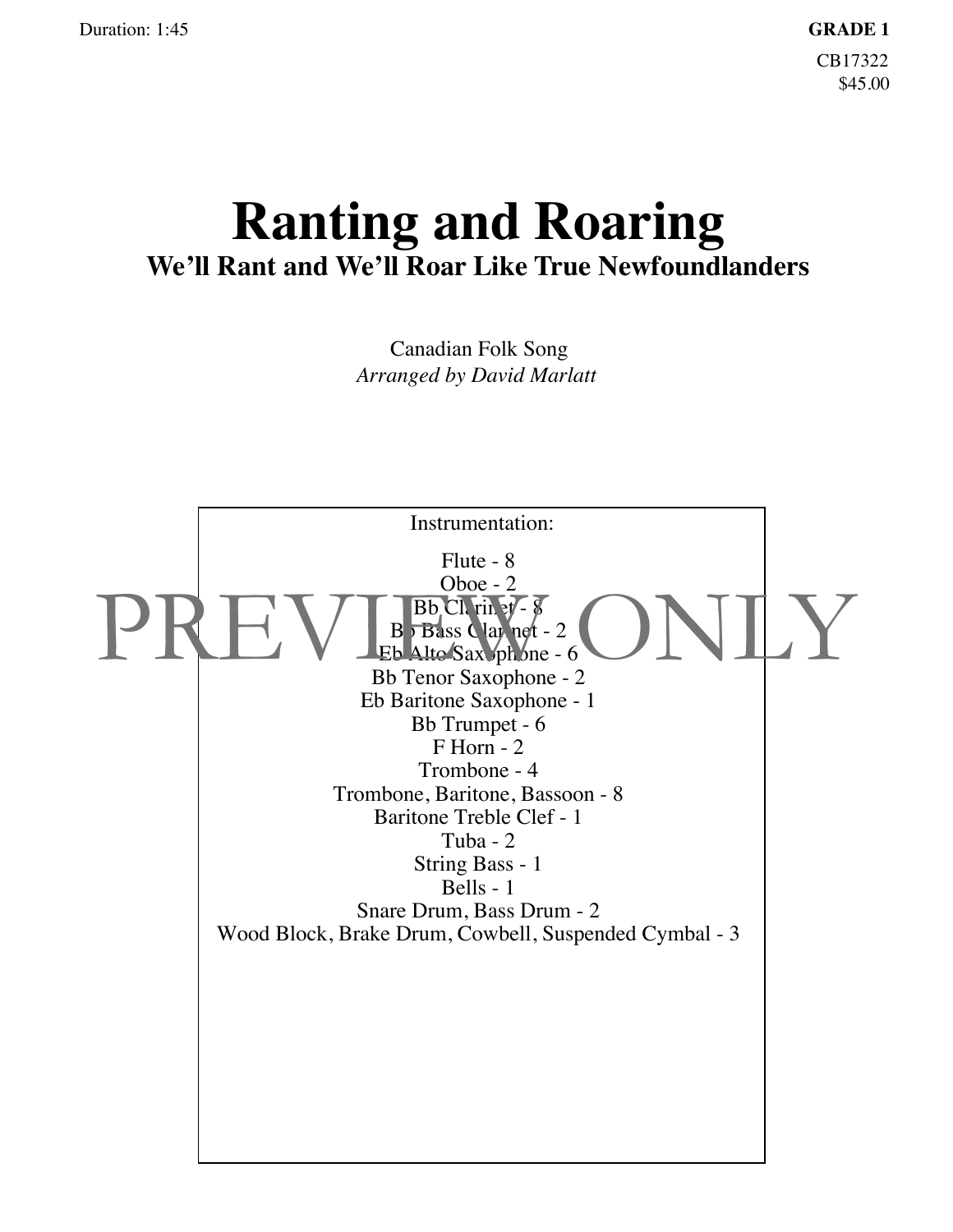Duration: 1:45

**GRADE 1**

CB17322
$45.00

# Ranting and Roaring

## We'll Rant and We'll Roar Like True Newfoundlanders

Canadian Folk Song
*Arranged by David Marlatt*

PREVIEW ONLY

Instrumentation:

Flute - 8
Oboe - 2
Bb Clarinet - 8
Bb Bass Clarinet - 2
Eb Alto Saxophone - 6
Bb Tenor Saxophone - 2
Eb Baritone Saxophone - 1
Bb Trumpet - 6
F Horn - 2
Trombone - 4
Trombone, Baritone, Bassoon - 8
Baritone Treble Clef - 1
Tuba - 2
String Bass - 1
Bells - 1
Snare Drum, Bass Drum - 2
Wood Block, Brake Drum, Cowbell, Suspended Cymbal - 3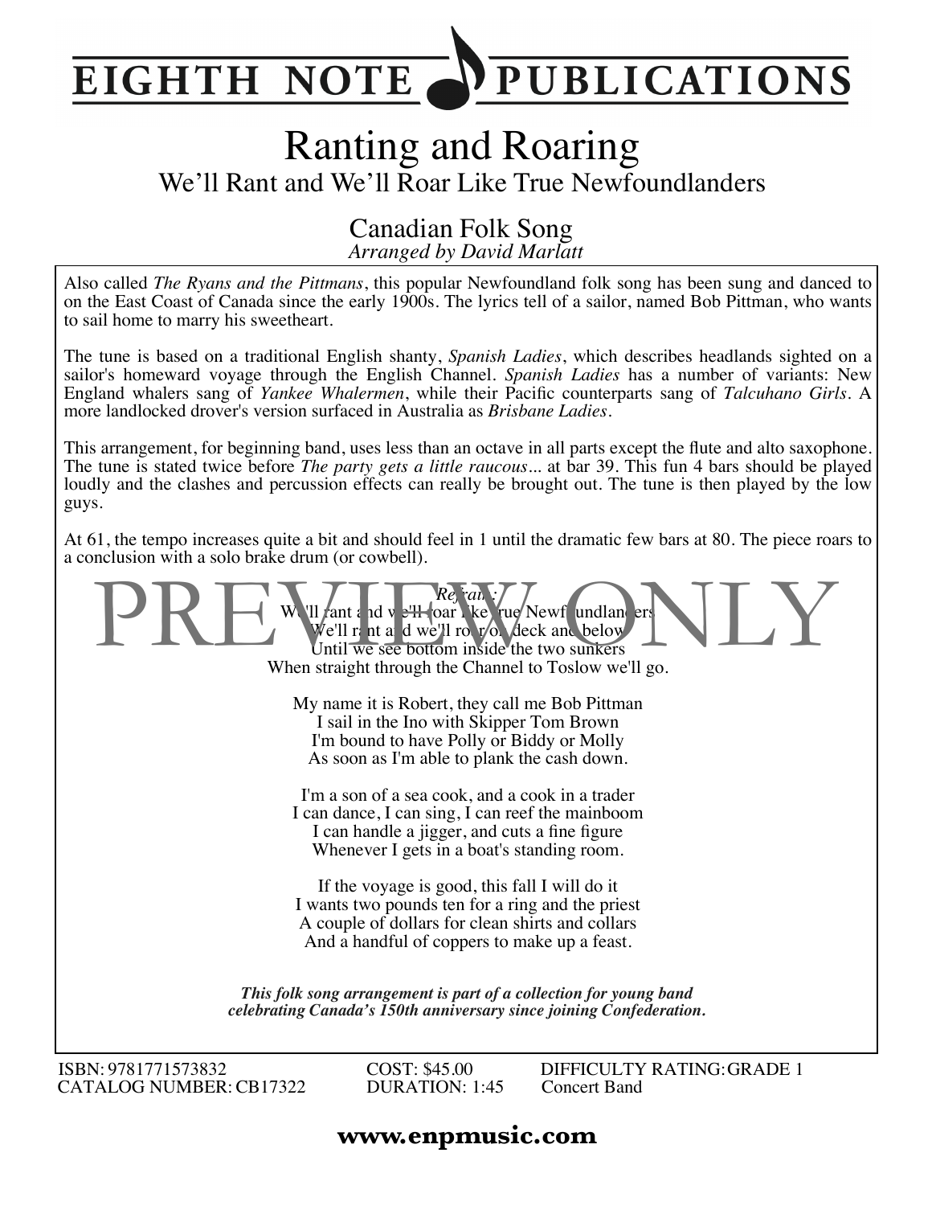# EIGHTH NOTE PUBLICATIONS

# Ranting and Roaring

## We'll Rant and We'll Roar Like True Newfoundlanders

### Canadian Folk Song

*Arranged by David Marlatt*

Also called *The Ryans and the Pittmans*, this popular Newfoundland folk song has been sung and danced to on the East Coast of Canada since the early 1900s. The lyrics tell of a sailor, named Bob Pittman, who wants to sail home to marry his sweetheart.

The tune is based on a traditional English shanty, *Spanish Ladies*, which describes headlands sighted on a sailor's homeward voyage through the English Channel. *Spanish Ladies* has a number of variants: New England whalers sang of *Yankee Whalermen*, while their Pacific counterparts sang of *Talcuhano Girls*. A more landlocked drover's version surfaced in Australia as *Brisbane Ladies*.

This arrangement, for beginning band, uses less than an octave in all parts except the flute and alto saxophone. The tune is stated twice before *The party gets a little raucous...* at bar 39. This fun 4 bars should be played loudly and the clashes and percussion effects can really be brought out. The tune is then played by the low guys.

At 61, the tempo increases quite a bit and should feel in 1 until the dramatic few bars at 80. The piece roars to a conclusion with a solo brake drum (or cowbell).

PREVIEW ONLY

*Refrain:*
We'll rant and we'll roar like true Newfoundlanders
We'll rant and we'll roar on deck and below
Until we see bottom inside the two sunkers
When straight through the Channel to Toslow we'll go.

My name it is Robert, they call me Bob Pittman
I sail in the Ino with Skipper Tom Brown
I'm bound to have Polly or Biddy or Molly
As soon as I'm able to plank the cash down.

I'm a son of a sea cook, and a cook in a trader
I can dance, I can sing, I can reef the mainboom
I can handle a jigger, and cuts a fine figure
Whenever I gets in a boat's standing room.

If the voyage is good, this fall I will do it
I wants two pounds ten for a ring and the priest
A couple of dollars for clean shirts and collars
And a handful of coppers to make up a feast.

***This folk song arrangement is part of a collection for young band celebrating Canada's 150th anniversary since joining Confederation.***

ISBN: 9781771573832
CATALOG NUMBER: CB17322

COST: $45.00
DURATION: 1:45

DIFFICULTY RATING: GRADE 1
Concert Band

**www.enpmusic.com**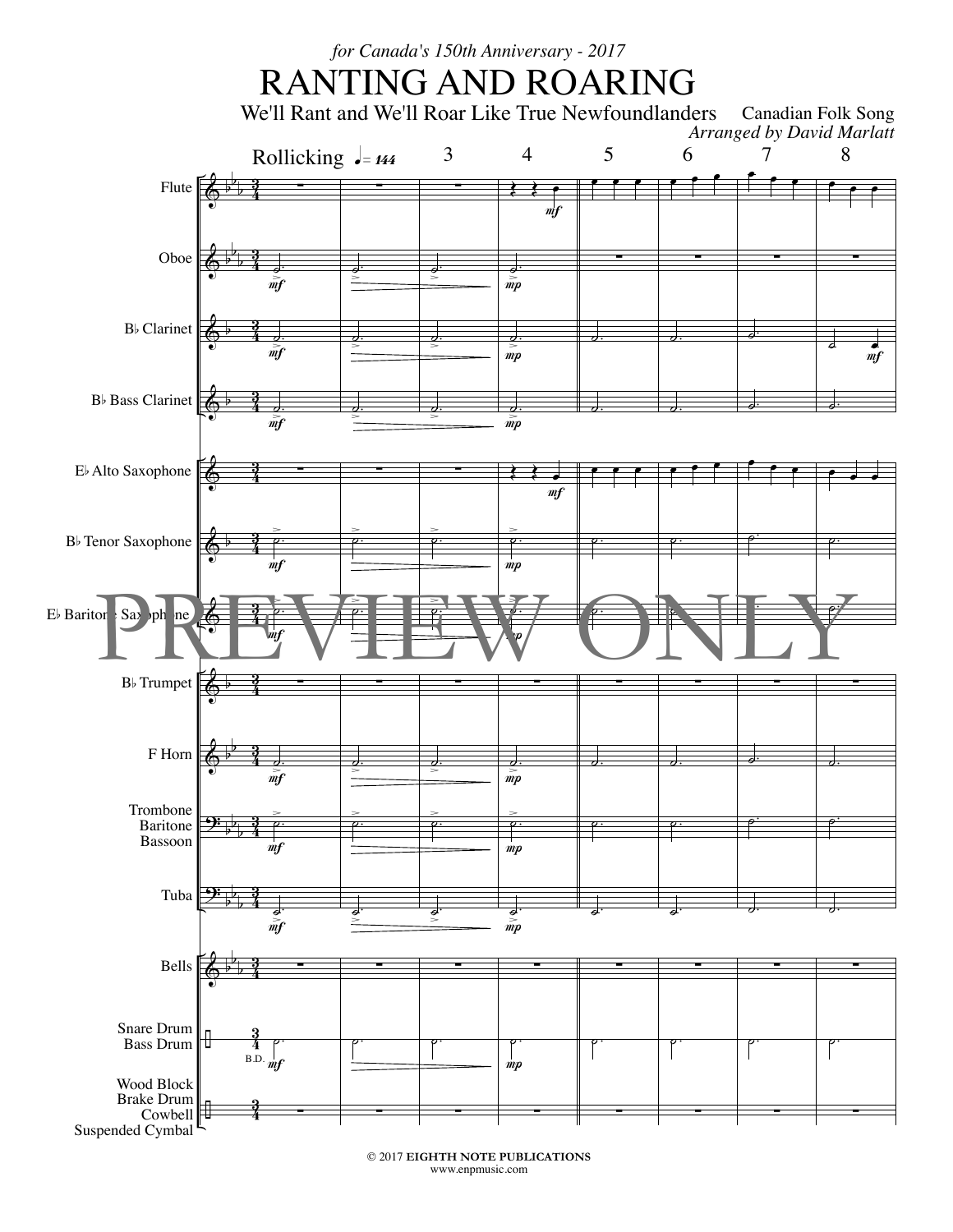*for Canada's 150th Anniversary - 2017*

# RANTING AND ROARING

We'll Rant and We'll Roar Like True Newfoundlanders

Canadian Folk Song

*Arranged by David Marlatt*

Rollicking ♩. = 144

Flute

Oboe

B♭ Clarinet

B♭ Bass Clarinet

E♭ Alto Saxophone

B♭ Tenor Saxophone

E♭ Baritone Saxophone

B♭ Trumpet

F Horn

Trombone
Baritone
Bassoon

Tuba

Bells

Snare Drum
Bass Drum

Wood Block
Brake Drum
Cowbell
Suspended Cymbal

PREVIEW ONLY

© 2017 EIGHTH NOTE PUBLICATIONS
www.enpmusic.com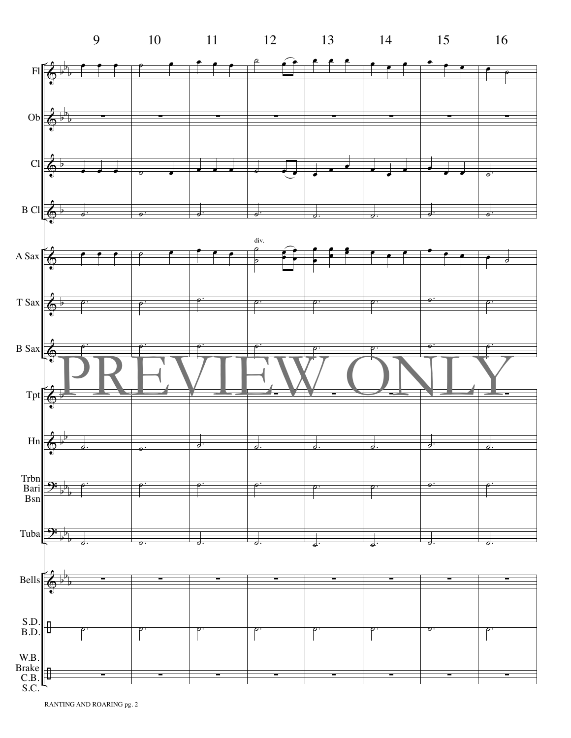9 10 11 12 13 14 15 16

Fl

Ob

Cl

B Cl

div.

A Sax

T Sax

B Sax

PREVIEW ONLY

Tpt

Hn

Trbn
Bari
Bsn

Tuba

Bells

S.D.
B.D.

W.B.
Brake
C.B.
S.C.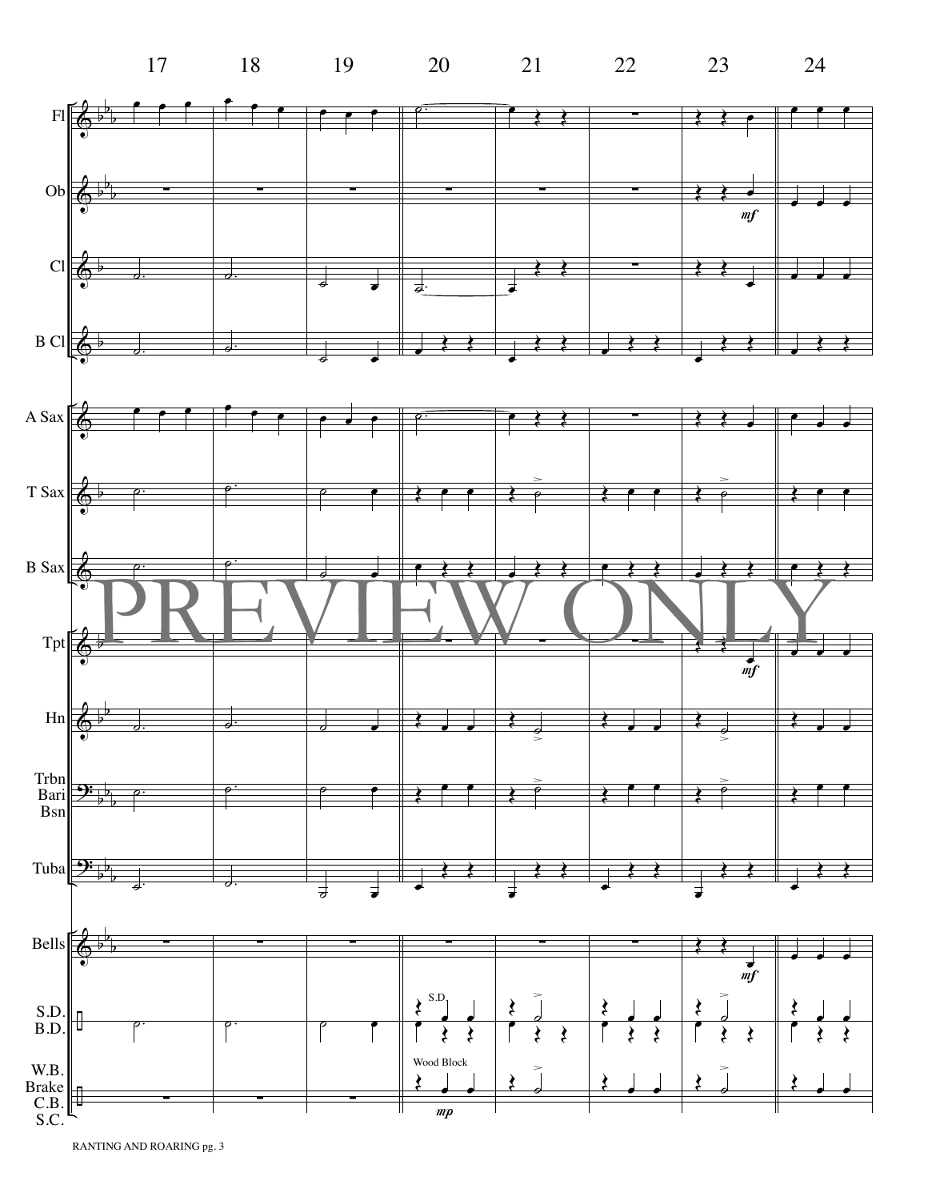17 18 19 20 21 22 23 24

Fl

Ob

Cl

B Cl

A Sax

T Sax

B Sax

PREVIEW ONLY

Tpt

Hn

Trbn
Bari
Bsn

Tuba

Bells

S.D.
B.D.

W.B.
Brake
C.B.
S.C.

S.D.

Wood Block

*mf*

*mf*

*mf*

*mp*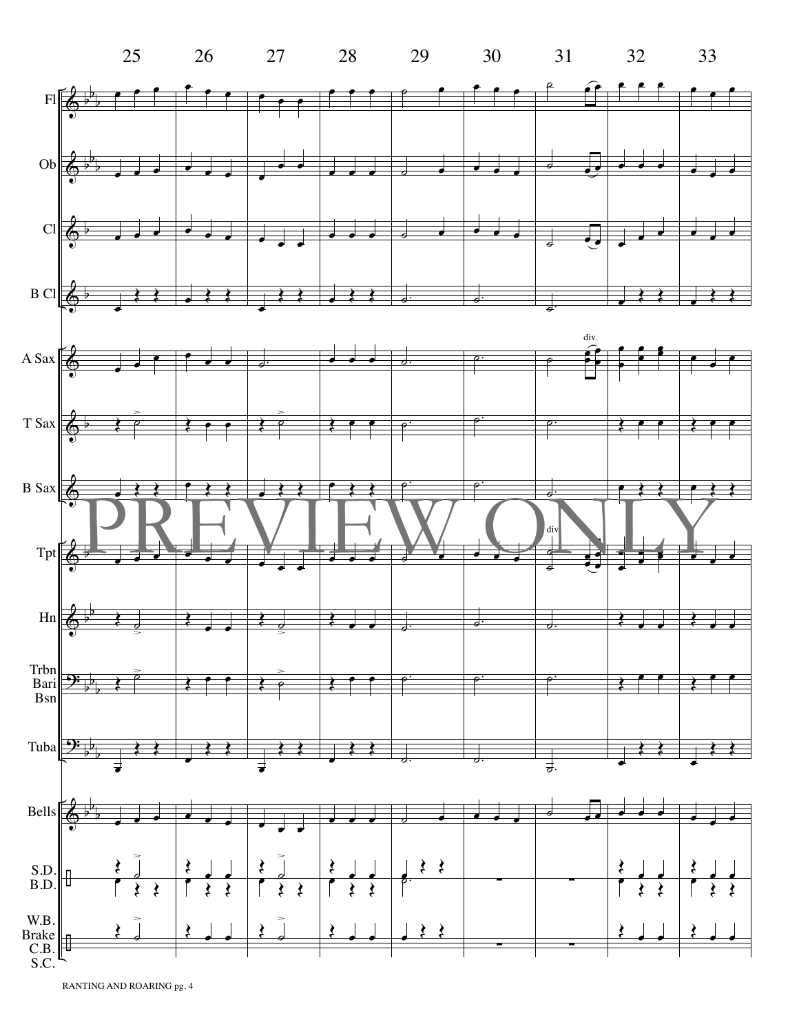25 26 27 28 29 30 31 32 33

Fl

Ob

Cl

B Cl

A Sax

div.

T Sax

B Sax

PREVIEW ONLY

div

Tpt

Hn

Trbn
Bari
Bsn

Tuba

Bells

S.D.
B.D.

W.B.
Brake
C.B.
S.C.

RANTING AND ROARING pg. 4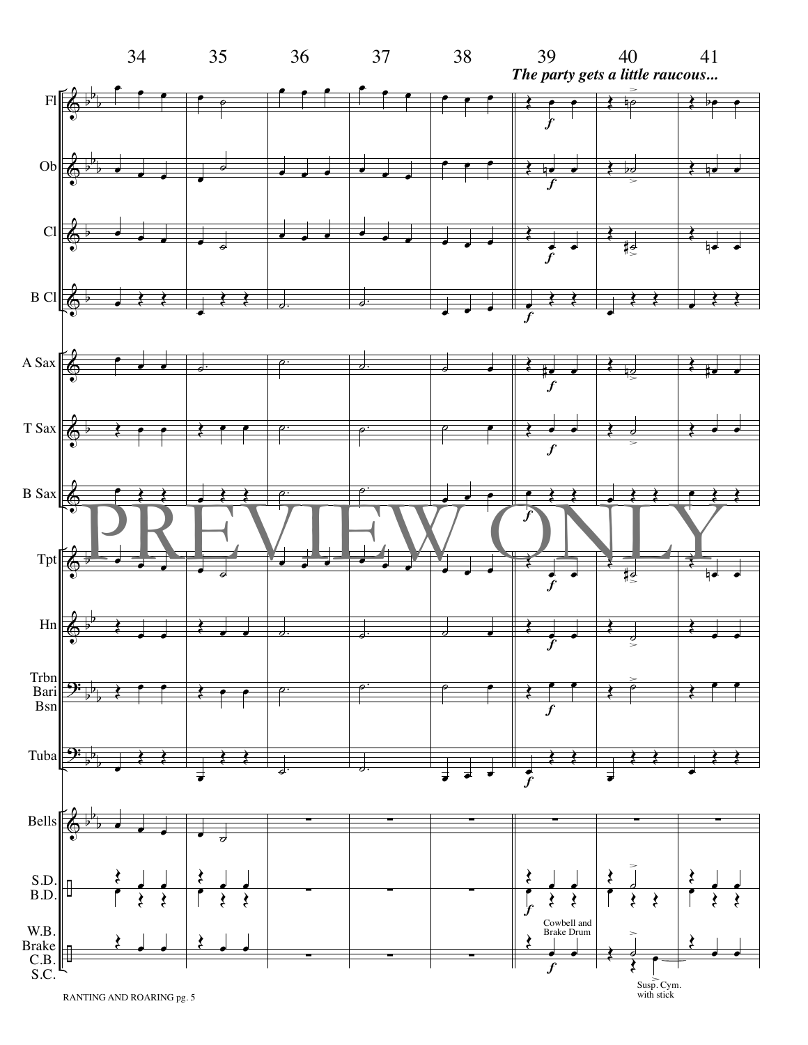*The party gets a little raucous...*

Fl

Ob

Cl

B Cl

A Sax

T Sax

B Sax

Tpt

Hn

Trbn
Bari
Bsn

Tuba

Bells

S.D.
B.D.

W.B.
Brake
C.B.
S.C.

Cowbell and Brake Drum

Susp. Cym. with stick

PREVIEW ONLY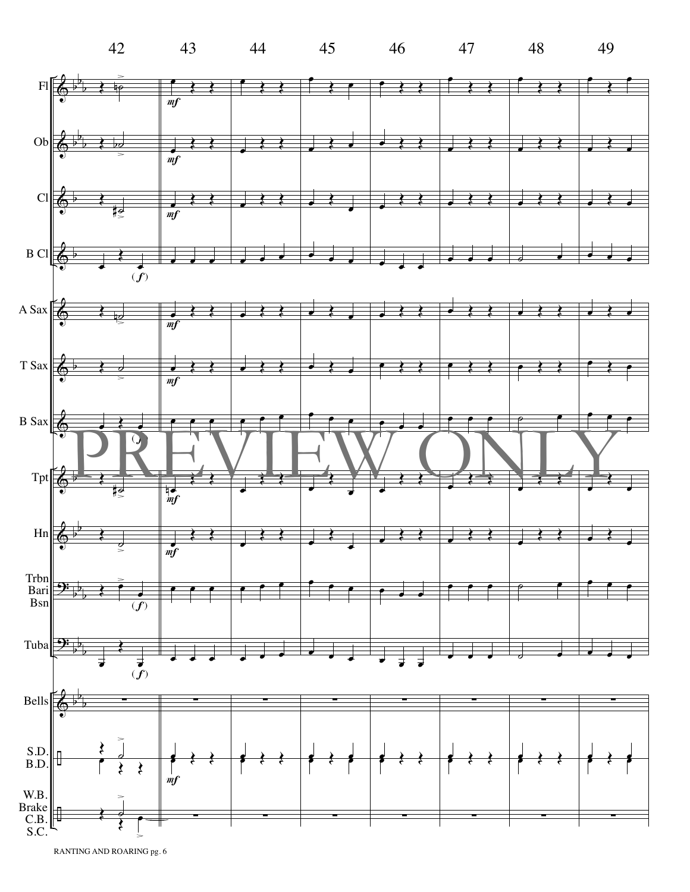42 43 44 45 46 47 48 49

Fl

Ob

Cl

B Cl

A Sax

T Sax

B Sax

Tpt

Hn

Trbn
Bari
Bsn

Tuba

Bells

S.D.
B.D.

W.B.
Brake
C.B.
S.C.

PREVIEW ONLY

RANTING AND ROARING pg. 6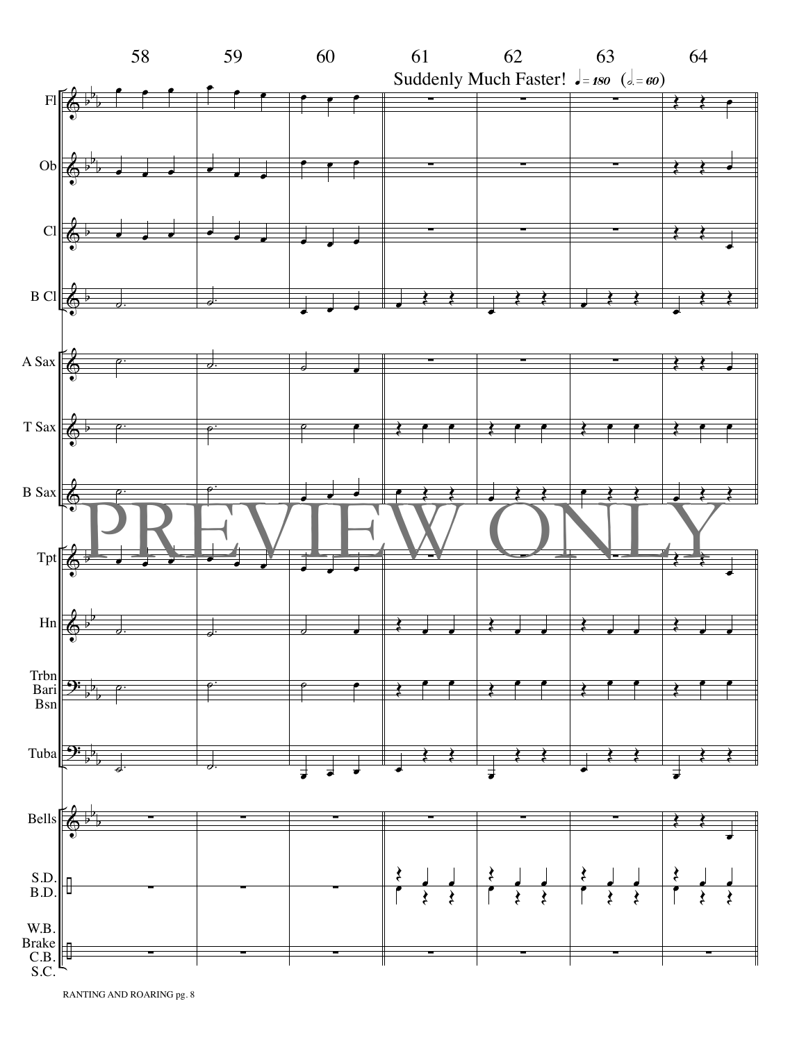58 59 60 61 62 63 64

Suddenly Much Faster! ♩= 180 (𝅗𝅥. = 60)

Fl

Ob

Cl

B Cl

A Sax

T Sax

B Sax

PREVIEW ONLY

Tpt

Hn

Trbn
Bari
Bsn

Tuba

Bells

S.D.
B.D.

W.B.
Brake
C.B.
S.C.

RANTING AND ROARING pg. 8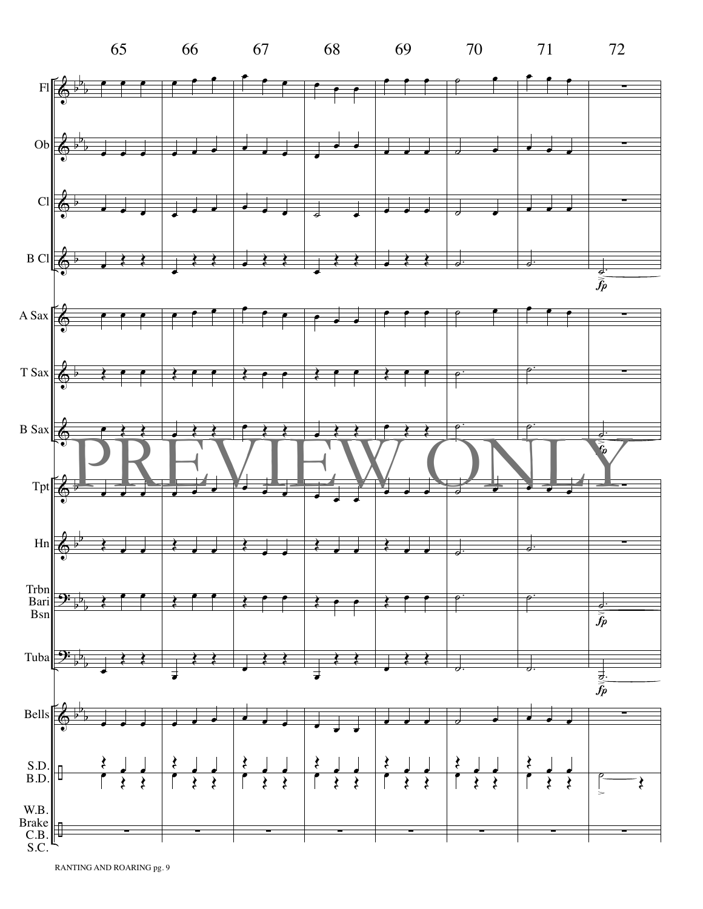65 66 67 68 69 70 71 72

Fl

Ob

Cl

B Cl

A Sax

T Sax

B Sax

Tpt

Hn

Trbn
Bari
Bsn

Tuba

Bells

S.D.
B.D.

W.B.
Brake
C.B.
S.C.

PREVIEW ONLY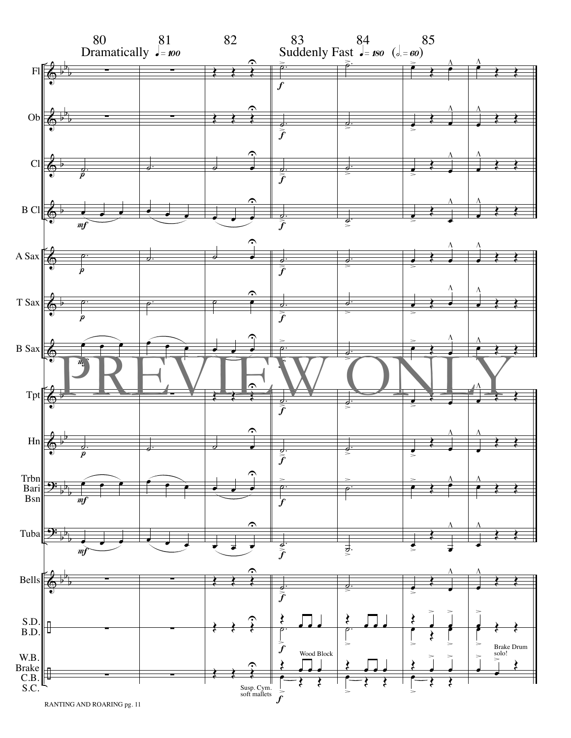80 81 82 83 84 85

Dramatically ♩= 100

Suddenly Fast ♩= 180 (𝅗𝅥.= 60)

Fl

Ob

Cl

B Cl

A Sax

T Sax

B Sax

Tpt

Hn

Trbn Bari Bsn

Tuba

Bells

S.D. B.D.

W.B. Brake C.B. S.C.

Wood Block

Susp. Cym. soft mallets

Brake Drum solo!

PREVIEW ONLY

RANTING AND ROARING pg. 11